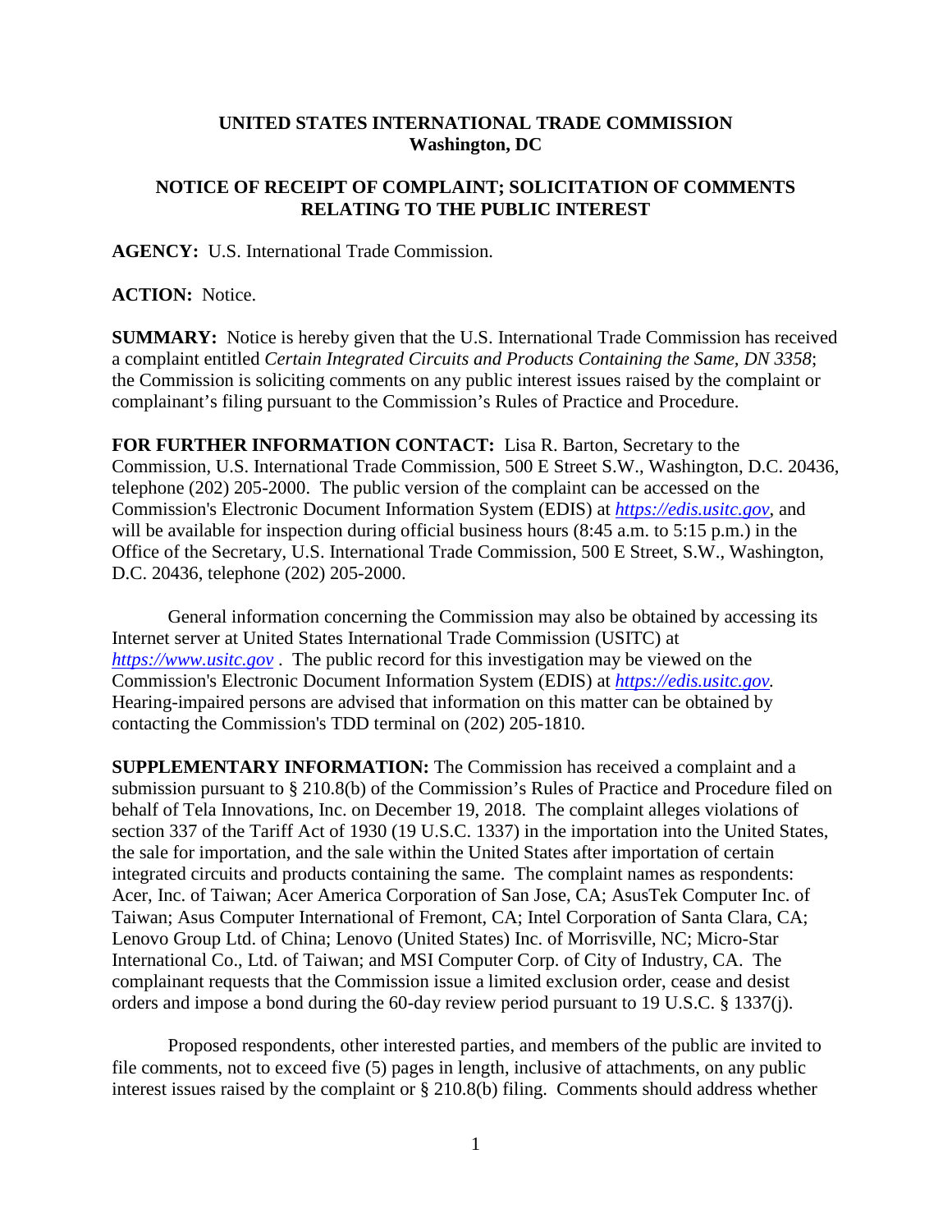**UNITED STATES INTERNATIONAL TRADE COMMISSION**
**Washington, DC**

**NOTICE OF RECEIPT OF COMPLAINT; SOLICITATION OF COMMENTS RELATING TO THE PUBLIC INTEREST**

**AGENCY:** U.S. International Trade Commission.

**ACTION:** Notice.

**SUMMARY:** Notice is hereby given that the U.S. International Trade Commission has received a complaint entitled *Certain Integrated Circuits and Products Containing the Same, DN 3358*; the Commission is soliciting comments on any public interest issues raised by the complaint or complainant's filing pursuant to the Commission's Rules of Practice and Procedure.

**FOR FURTHER INFORMATION CONTACT:** Lisa R. Barton, Secretary to the Commission, U.S. International Trade Commission, 500 E Street S.W., Washington, D.C. 20436, telephone (202) 205-2000. The public version of the complaint can be accessed on the Commission's Electronic Document Information System (EDIS) at *https://edis.usitc.gov*, and will be available for inspection during official business hours (8:45 a.m. to 5:15 p.m.) in the Office of the Secretary, U.S. International Trade Commission, 500 E Street, S.W., Washington, D.C. 20436, telephone (202) 205-2000.

General information concerning the Commission may also be obtained by accessing its Internet server at United States International Trade Commission (USITC) at *https://www.usitc.gov* . The public record for this investigation may be viewed on the Commission's Electronic Document Information System (EDIS) at *https://edis.usitc.gov.* Hearing-impaired persons are advised that information on this matter can be obtained by contacting the Commission's TDD terminal on (202) 205-1810.

**SUPPLEMENTARY INFORMATION:** The Commission has received a complaint and a submission pursuant to § 210.8(b) of the Commission's Rules of Practice and Procedure filed on behalf of Tela Innovations, Inc. on December 19, 2018. The complaint alleges violations of section 337 of the Tariff Act of 1930 (19 U.S.C. 1337) in the importation into the United States, the sale for importation, and the sale within the United States after importation of certain integrated circuits and products containing the same. The complaint names as respondents: Acer, Inc. of Taiwan; Acer America Corporation of San Jose, CA; AsusTek Computer Inc. of Taiwan; Asus Computer International of Fremont, CA; Intel Corporation of Santa Clara, CA; Lenovo Group Ltd. of China; Lenovo (United States) Inc. of Morrisville, NC; Micro-Star International Co., Ltd. of Taiwan; and MSI Computer Corp. of City of Industry, CA. The complainant requests that the Commission issue a limited exclusion order, cease and desist orders and impose a bond during the 60-day review period pursuant to 19 U.S.C. § 1337(j).

Proposed respondents, other interested parties, and members of the public are invited to file comments, not to exceed five (5) pages in length, inclusive of attachments, on any public interest issues raised by the complaint or § 210.8(b) filing. Comments should address whether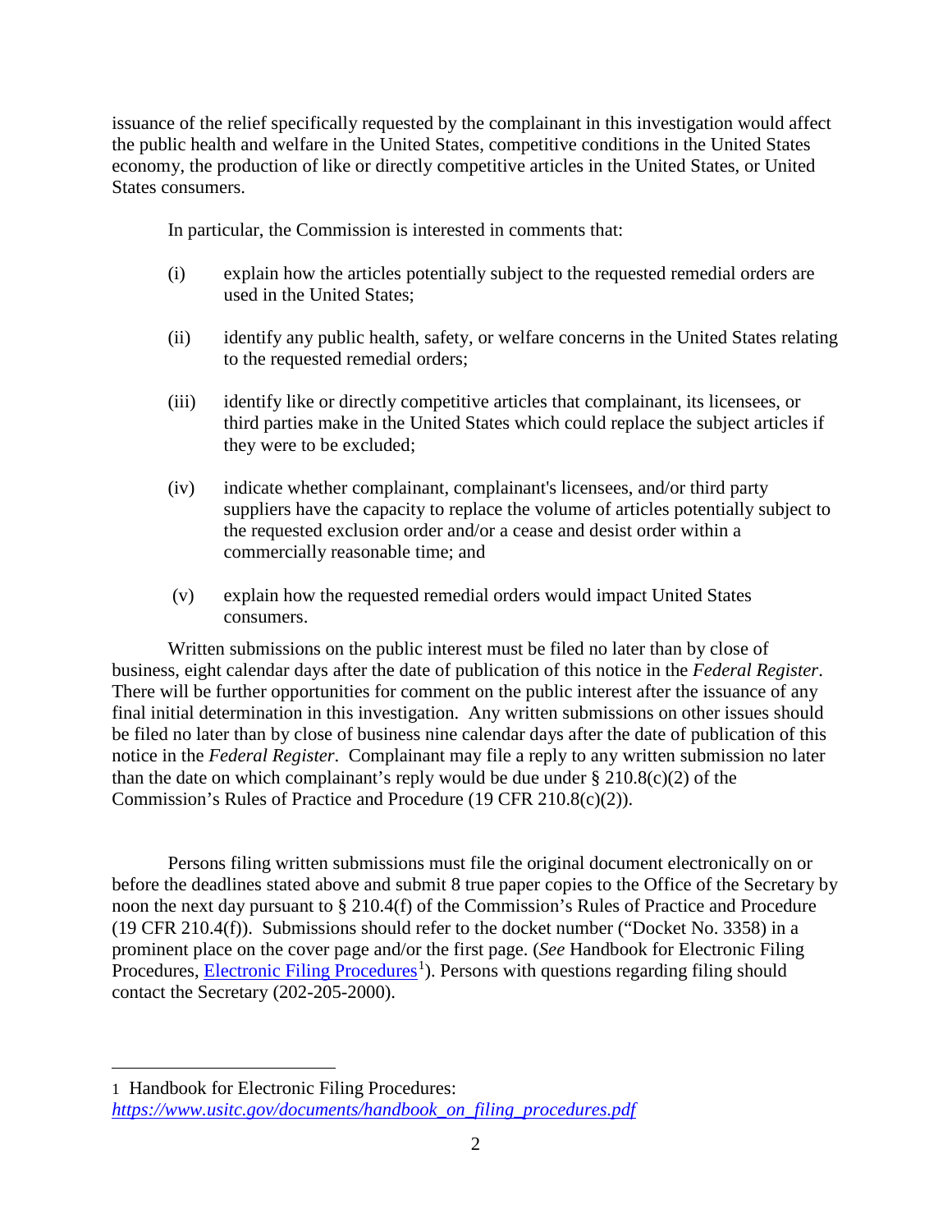issuance of the relief specifically requested by the complainant in this investigation would affect the public health and welfare in the United States, competitive conditions in the United States economy, the production of like or directly competitive articles in the United States, or United States consumers.

In particular, the Commission is interested in comments that:

(i) explain how the articles potentially subject to the requested remedial orders are used in the United States;

(ii) identify any public health, safety, or welfare concerns in the United States relating to the requested remedial orders;

(iii) identify like or directly competitive articles that complainant, its licensees, or third parties make in the United States which could replace the subject articles if they were to be excluded;

(iv) indicate whether complainant, complainant's licensees, and/or third party suppliers have the capacity to replace the volume of articles potentially subject to the requested exclusion order and/or a cease and desist order within a commercially reasonable time; and

(v) explain how the requested remedial orders would impact United States consumers.

Written submissions on the public interest must be filed no later than by close of business, eight calendar days after the date of publication of this notice in the *Federal Register*. There will be further opportunities for comment on the public interest after the issuance of any final initial determination in this investigation. Any written submissions on other issues should be filed no later than by close of business nine calendar days after the date of publication of this notice in the *Federal Register*. Complainant may file a reply to any written submission no later than the date on which complainant's reply would be due under § 210.8(c)(2) of the Commission's Rules of Practice and Procedure (19 CFR 210.8(c)(2)).

Persons filing written submissions must file the original document electronically on or before the deadlines stated above and submit 8 true paper copies to the Office of the Secretary by noon the next day pursuant to § 210.4(f) of the Commission's Rules of Practice and Procedure (19 CFR 210.4(f)). Submissions should refer to the docket number ("Docket No. 3358) in a prominent place on the cover page and/or the first page. (*See* Handbook for Electronic Filing Procedures, Electronic Filing Procedures[1]). Persons with questions regarding filing should contact the Secretary (202-205-2000).

---

1 Handbook for Electronic Filing Procedures: *https://www.usitc.gov/documents/handbook_on_filing_procedures.pdf*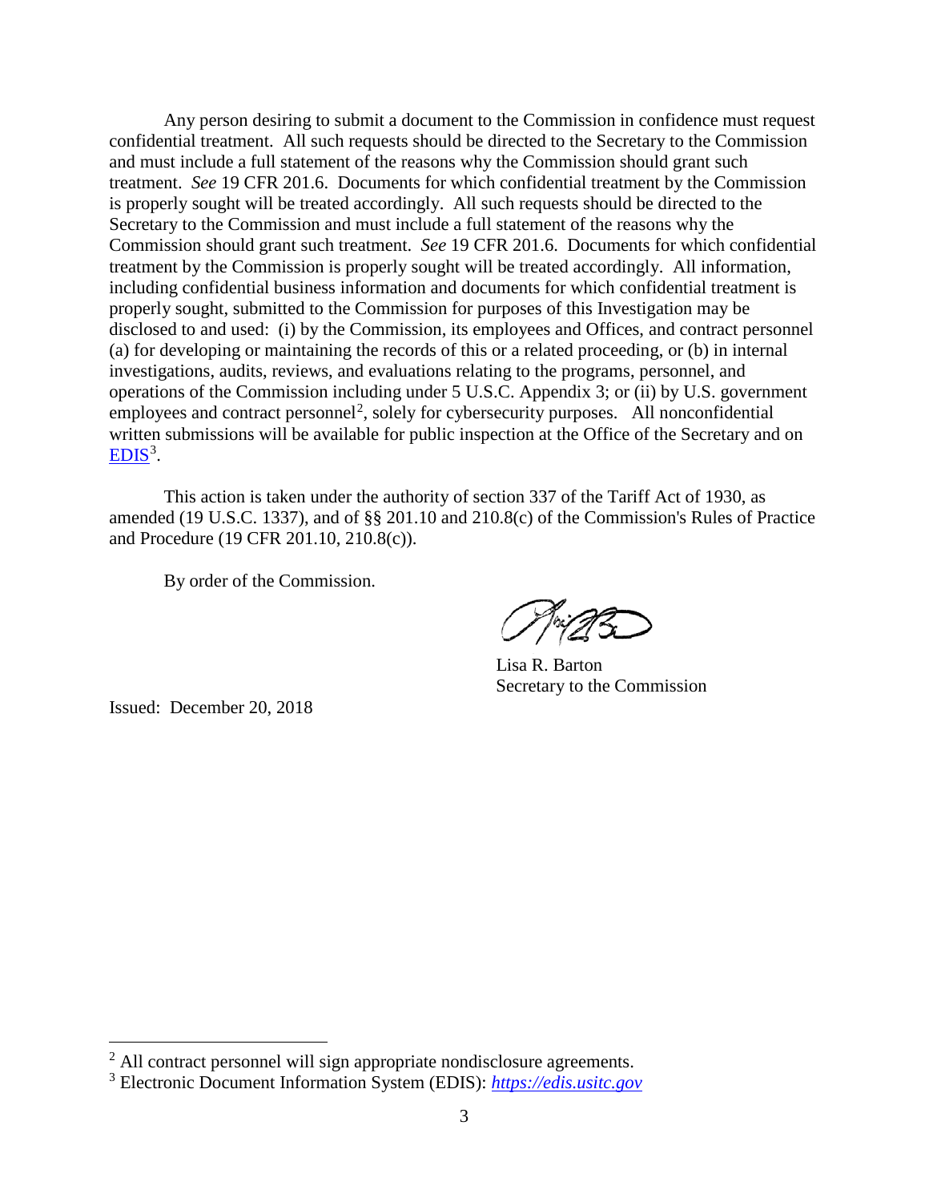Any person desiring to submit a document to the Commission in confidence must request confidential treatment. All such requests should be directed to the Secretary to the Commission and must include a full statement of the reasons why the Commission should grant such treatment. *See* 19 CFR 201.6. Documents for which confidential treatment by the Commission is properly sought will be treated accordingly. All such requests should be directed to the Secretary to the Commission and must include a full statement of the reasons why the Commission should grant such treatment. *See* 19 CFR 201.6. Documents for which confidential treatment by the Commission is properly sought will be treated accordingly. All information, including confidential business information and documents for which confidential treatment is properly sought, submitted to the Commission for purposes of this Investigation may be disclosed to and used: (i) by the Commission, its employees and Offices, and contract personnel (a) for developing or maintaining the records of this or a related proceeding, or (b) in internal investigations, audits, reviews, and evaluations relating to the programs, personnel, and operations of the Commission including under 5 U.S.C. Appendix 3; or (ii) by U.S. government employees and contract personnel[2], solely for cybersecurity purposes. All nonconfidential written submissions will be available for public inspection at the Office of the Secretary and on [EDIS](https://edis.usitc.gov)[3].

This action is taken under the authority of section 337 of the Tariff Act of 1930, as amended (19 U.S.C. 1337), and of §§ 201.10 and 210.8(c) of the Commission's Rules of Practice and Procedure (19 CFR 201.10, 210.8(c)).

By order of the Commission.

Lisa R. Barton
Secretary to the Commission

Issued: December 20, 2018

---

[2] All contract personnel will sign appropriate nondisclosure agreements.

[3] Electronic Document Information System (EDIS): *https://edis.usitc.gov*